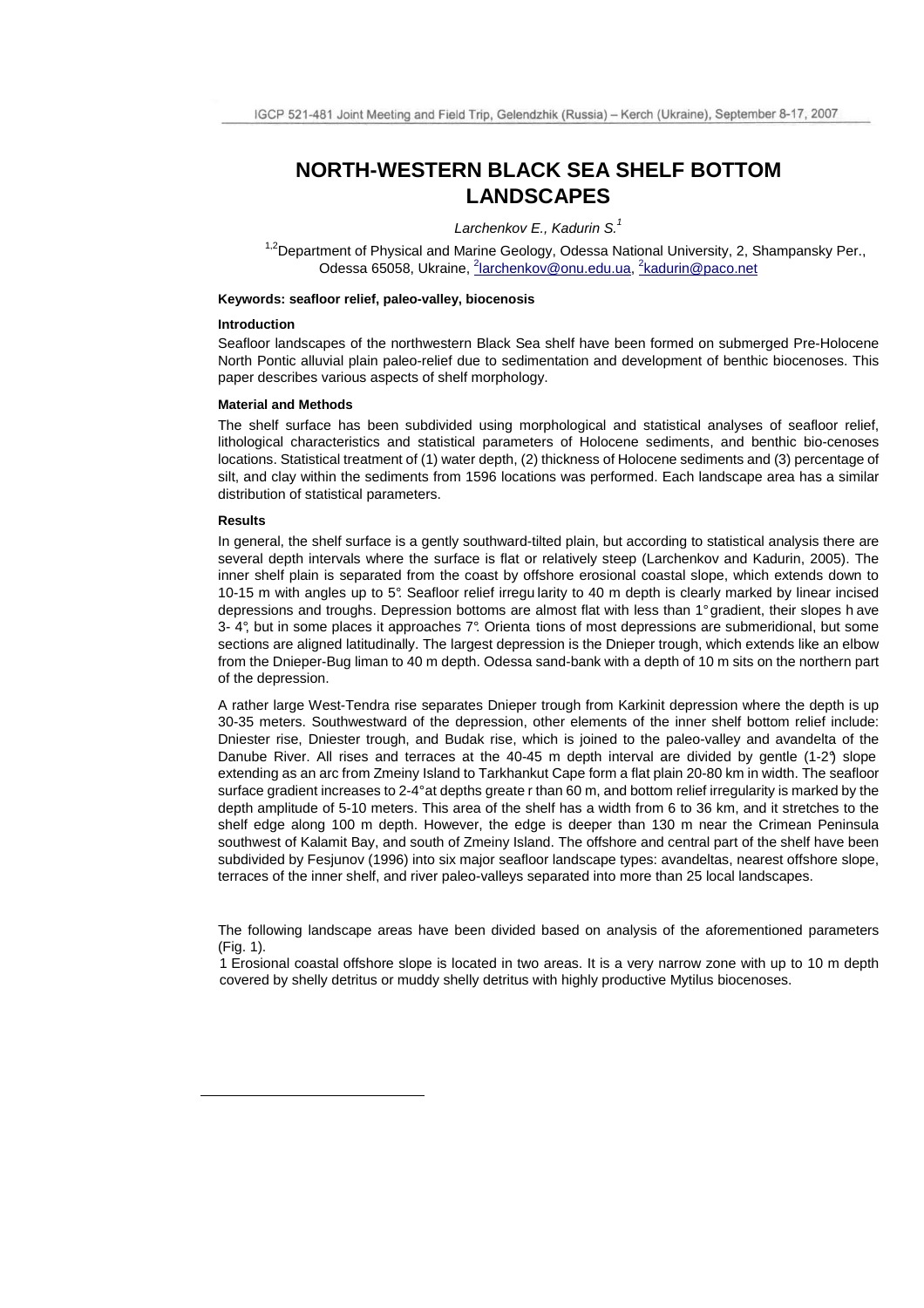# NORTH-WESTERN BLACK SEA SHELF BOTTOM LANDSCAPES

*Larchenkov E., Kadurin S.*[1]

[1,2]Department of Physical and Marine Geology, Odessa National University, 2, Shampansky Per., Odessa 65058, Ukraine, [2]larchenkov@onu.edu.ua, [2]kadurin@paco.net

**Keywords: seafloor relief, paleo-valley, biocenosis**

### Introduction

Seafloor landscapes of the northwestern Black Sea shelf have been formed on submerged Pre-Holocene North Pontic alluvial plain paleo-relief due to sedimentation and development of benthic biocenoses. This paper describes various aspects of shelf morphology.

### Material and Methods

The shelf surface has been subdivided using morphological and statistical analyses of seafloor relief, lithological characteristics and statistical parameters of Holocene sediments, and benthic bio-cenoses locations. Statistical treatment of (1) water depth, (2) thickness of Holocene sediments and (3) percentage of silt, and clay within the sediments from 1596 locations was performed. Each landscape area has a similar distribution of statistical parameters.

### Results

In general, the shelf surface is a gently southward-tilted plain, but according to statistical analysis there are several depth intervals where the surface is flat or relatively steep (Larchenkov and Kadurin, 2005). The inner shelf plain is separated from the coast by offshore erosional coastal slope, which extends down to 10-15 m with angles up to 5°. Seafloor relief irregularity to 40 m depth is clearly marked by linear incised depressions and troughs. Depression bottoms are almost flat with less than 1° gradient, their slopes have 3- 4°, but in some places it approaches 7°. Orientations of most depressions are submeridional, but some sections are aligned latitudinally. The largest depression is the Dnieper trough, which extends like an elbow from the Dnieper-Bug liman to 40 m depth. Odessa sand-bank with a depth of 10 m sits on the northern part of the depression.

A rather large West-Tendra rise separates Dnieper trough from Karkinit depression where the depth is up 30-35 meters. Southwestward of the depression, other elements of the inner shelf bottom relief include: Dniester rise, Dniester trough, and Budak rise, which is joined to the paleo-valley and avandelta of the Danube River. All rises and terraces at the 40-45 m depth interval are divided by gentle (1-2°) slope extending as an arc from Zmeiny Island to Tarkhankut Cape form a flat plain 20-80 km in width. The seafloor surface gradient increases to 2-4° at depths greater than 60 m, and bottom relief irregularity is marked by the depth amplitude of 5-10 meters. This area of the shelf has a width from 6 to 36 km, and it stretches to the shelf edge along 100 m depth. However, the edge is deeper than 130 m near the Crimean Peninsula southwest of Kalamit Bay, and south of Zmeiny Island. The offshore and central part of the shelf have been subdivided by Fesjunov (1996) into six major seafloor landscape types: avandeltas, nearest offshore slope, terraces of the inner shelf, and river paleo-valleys separated into more than 25 local landscapes.

The following landscape areas have been divided based on analysis of the aforementioned parameters (Fig. 1).

1 Erosional coastal offshore slope is located in two areas. It is a very narrow zone with up to 10 m depth covered by shelly detritus or muddy shelly detritus with highly productive Mytilus biocenoses.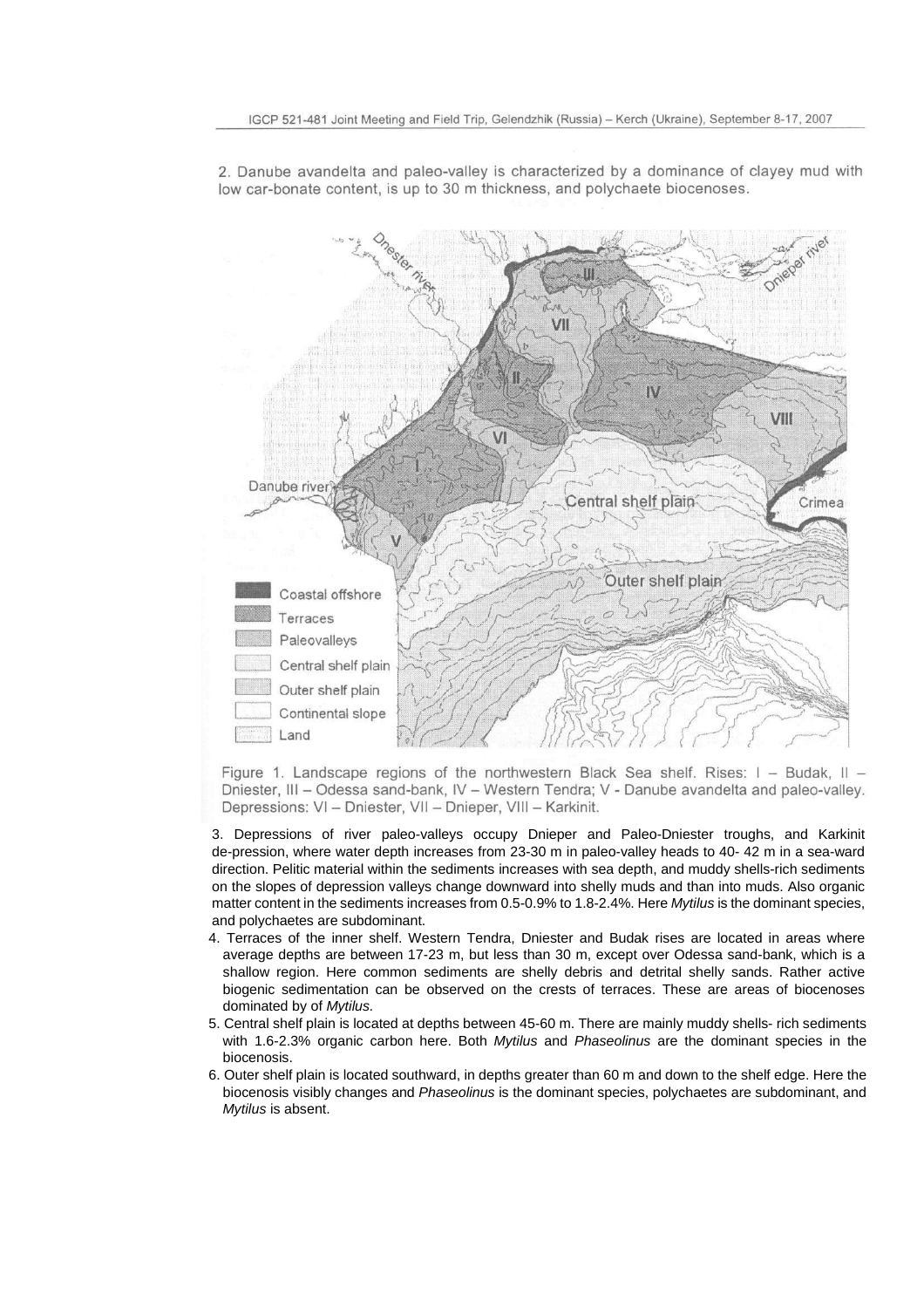2. Danube avandelta and paleo-valley is characterized by a dominance of clayey mud with low car-bonate content, is up to 30 m thickness, and polychaete biocenoses.

Figure 1. Landscape regions of the northwestern Black Sea shelf. Rises: I – Budak, II – Dniester, III – Odessa sand-bank, IV – Western Tendra; V - Danube avandelta and paleo-valley. Depressions: VI – Dniester, VII – Dnieper, VIII – Karkinit.

3. Depressions of river paleo-valleys occupy Dnieper and Paleo-Dniester troughs, and Karkinit de-pression, where water depth increases from 23-30 m in paleo-valley heads to 40- 42 m in a sea-ward direction. Pelitic material within the sediments increases with sea depth, and muddy shells-rich sediments on the slopes of depression valleys change downward into shelly muds and than into muds. Also organic matter content in the sediments increases from 0.5-0.9% to 1.8-2.4%. Here *Mytilus* is the dominant species, and polychaetes are subdominant.

4. Terraces of the inner shelf. Western Tendra, Dniester and Budak rises are located in areas where average depths are between 17-23 m, but less than 30 m, except over Odessa sand-bank, which is a shallow region. Here common sediments are shelly debris and detrital shelly sands. Rather active biogenic sedimentation can be observed on the crests of terraces. These are areas of biocenoses dominated by of *Mytilus*.

5. Central shelf plain is located at depths between 45-60 m. There are mainly muddy shells- rich sediments with 1.6-2.3% organic carbon here. Both *Mytilus* and *Phaseolinus* are the dominant species in the biocenosis.

6. Outer shelf plain is located southward, in depths greater than 60 m and down to the shelf edge. Here the biocenosis visibly changes and *Phaseolinus* is the dominant species, polychaetes are subdominant, and *Mytilus* is absent.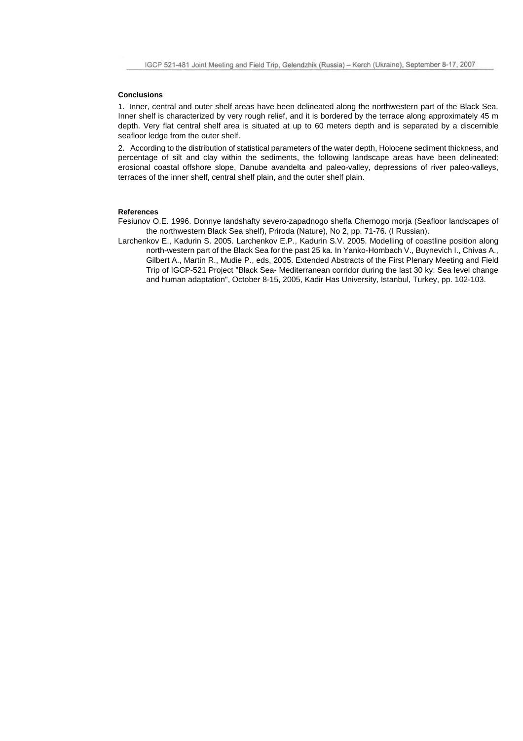**Conclusions**

1. Inner, central and outer shelf areas have been delineated along the northwestern part of the Black Sea. Inner shelf is characterized by very rough relief, and it is bordered by the terrace along approximately 45 m depth. Very flat central shelf area is situated at up to 60 meters depth and is separated by a discernible seafloor ledge from the outer shelf.

2. According to the distribution of statistical parameters of the water depth, Holocene sediment thickness, and percentage of silt and clay within the sediments, the following landscape areas have been delineated: erosional coastal offshore slope, Danube avandelta and paleo-valley, depressions of river paleo-valleys, terraces of the inner shelf, central shelf plain, and the outer shelf plain.

**References**

Fesiunov O.E. 1996. Donnye landshafty severo-zapadnogo shelfa Chernogo morja (Seafloor landscapes of the northwestern Black Sea shelf), Priroda (Nature), No 2, pp. 71-76. (I Russian).

Larchenkov E., Kadurin S. 2005. Larchenkov E.P., Kadurin S.V. 2005. Modelling of coastline position along north-western part of the Black Sea for the past 25 ka. In Yanko-Hombach V., Buynevich I., Chivas A., Gilbert A., Martin R., Mudie P., eds, 2005. Extended Abstracts of the First Plenary Meeting and Field Trip of IGCP-521 Project "Black Sea- Mediterranean corridor during the last 30 ky: Sea level change and human adaptation", October 8-15, 2005, Kadir Has University, Istanbul, Turkey, pp. 102-103.